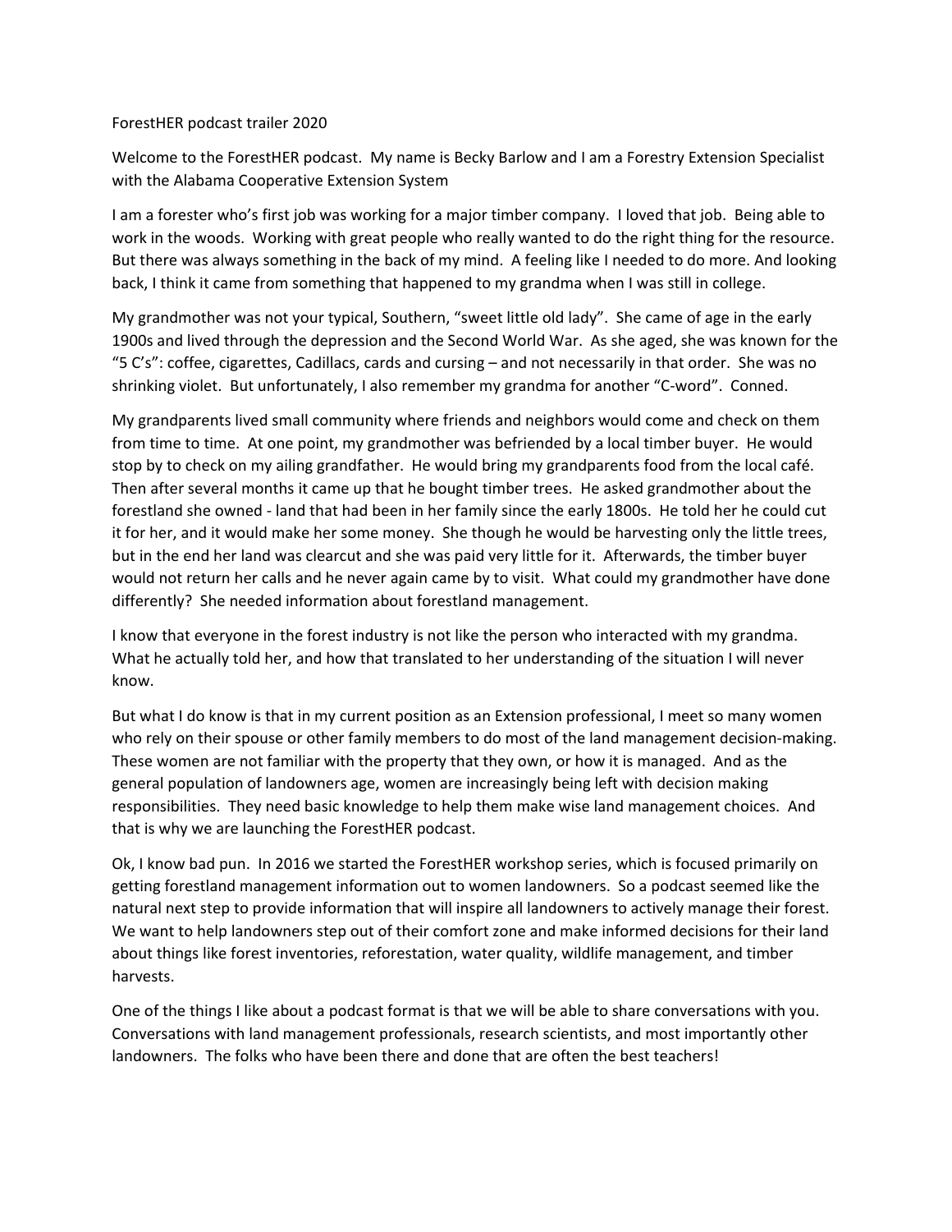ForestHER podcast trailer 2020

Welcome to the ForestHER podcast. My name is Becky Barlow and I am a Forestry Extension Specialist with the Alabama Cooperative Extension System

I am a forester who's first job was working for a major timber company. I loved that job. Being able to work in the woods. Working with great people who really wanted to do the right thing for the resource. But there was always something in the back of my mind. A feeling like I needed to do more. And looking back, I think it came from something that happened to my grandma when I was still in college.

My grandmother was not your typical, Southern, "sweet little old lady". She came of age in the early 1900s and lived through the depression and the Second World War. As she aged, she was known for the "5 C's": coffee, cigarettes, Cadillacs, cards and cursing – and not necessarily in that order. She was no shrinking violet. But unfortunately, I also remember my grandma for another "C-word". Conned.

My grandparents lived small community where friends and neighbors would come and check on them from time to time. At one point, my grandmother was befriended by a local timber buyer. He would stop by to check on my ailing grandfather. He would bring my grandparents food from the local café. Then after several months it came up that he bought timber trees. He asked grandmother about the forestland she owned - land that had been in her family since the early 1800s. He told her he could cut it for her, and it would make her some money. She though he would be harvesting only the little trees, but in the end her land was clearcut and she was paid very little for it. Afterwards, the timber buyer would not return her calls and he never again came by to visit. What could my grandmother have done differently? She needed information about forestland management.

I know that everyone in the forest industry is not like the person who interacted with my grandma. What he actually told her, and how that translated to her understanding of the situation I will never know.

But what I do know is that in my current position as an Extension professional, I meet so many women who rely on their spouse or other family members to do most of the land management decision-making. These women are not familiar with the property that they own, or how it is managed. And as the general population of landowners age, women are increasingly being left with decision making responsibilities. They need basic knowledge to help them make wise land management choices. And that is why we are launching the ForestHER podcast.

Ok, I know bad pun. In 2016 we started the ForestHER workshop series, which is focused primarily on getting forestland management information out to women landowners. So a podcast seemed like the natural next step to provide information that will inspire all landowners to actively manage their forest. We want to help landowners step out of their comfort zone and make informed decisions for their land about things like forest inventories, reforestation, water quality, wildlife management, and timber harvests.

One of the things I like about a podcast format is that we will be able to share conversations with you. Conversations with land management professionals, research scientists, and most importantly other landowners. The folks who have been there and done that are often the best teachers!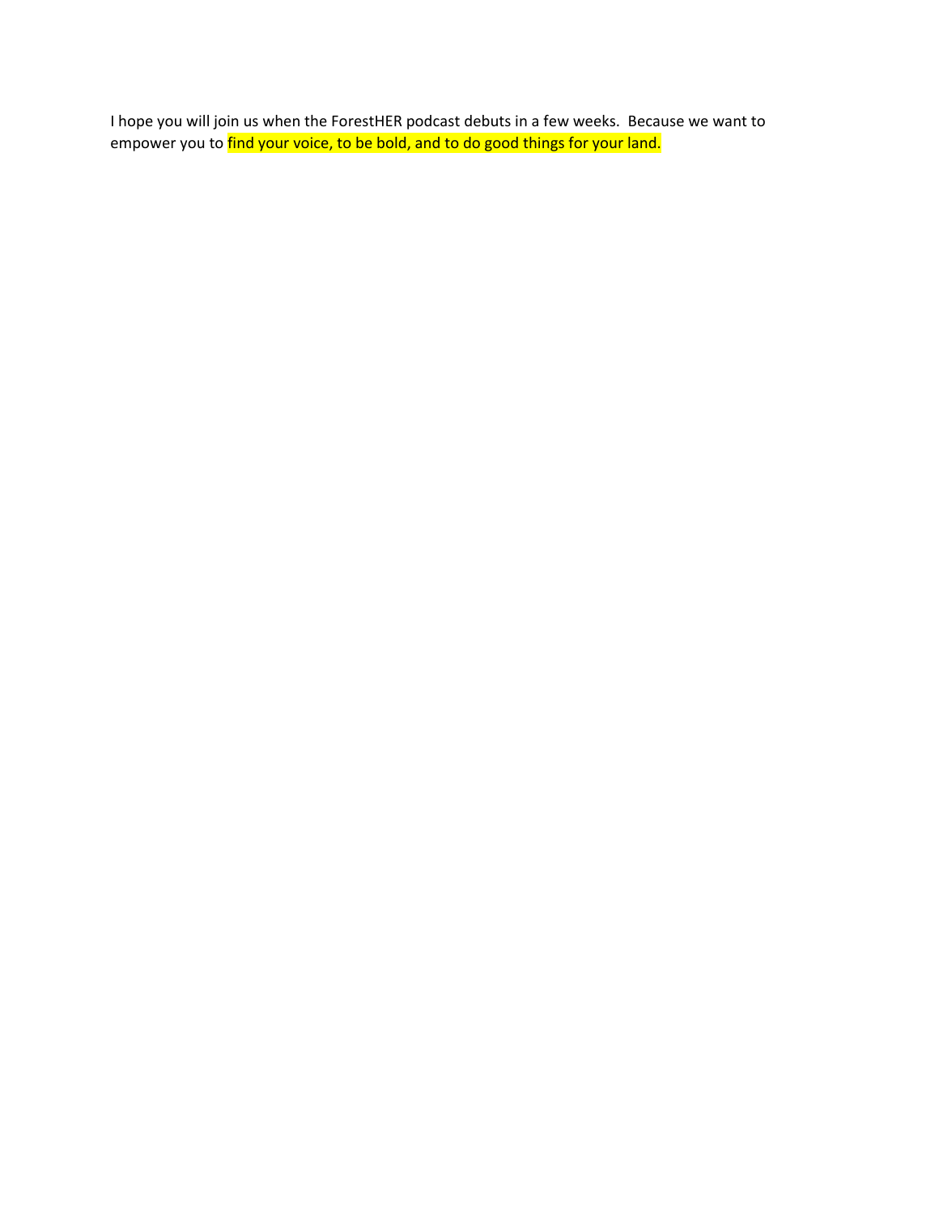I hope you will join us when the ForestHER podcast debuts in a few weeks. Because we want to empower you to find your voice, to be bold, and to do good things for your land.